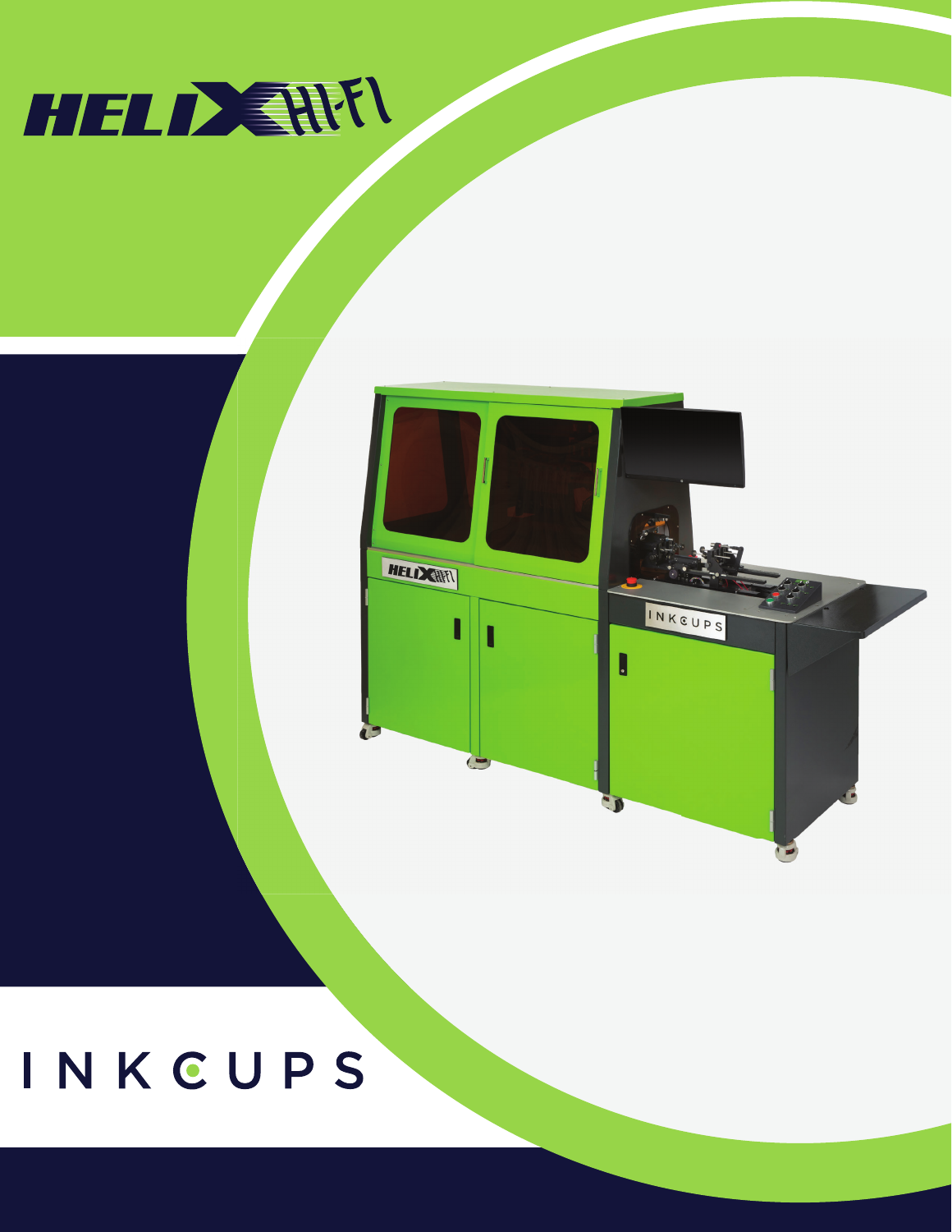# HELIX HI-FI

INKCUPS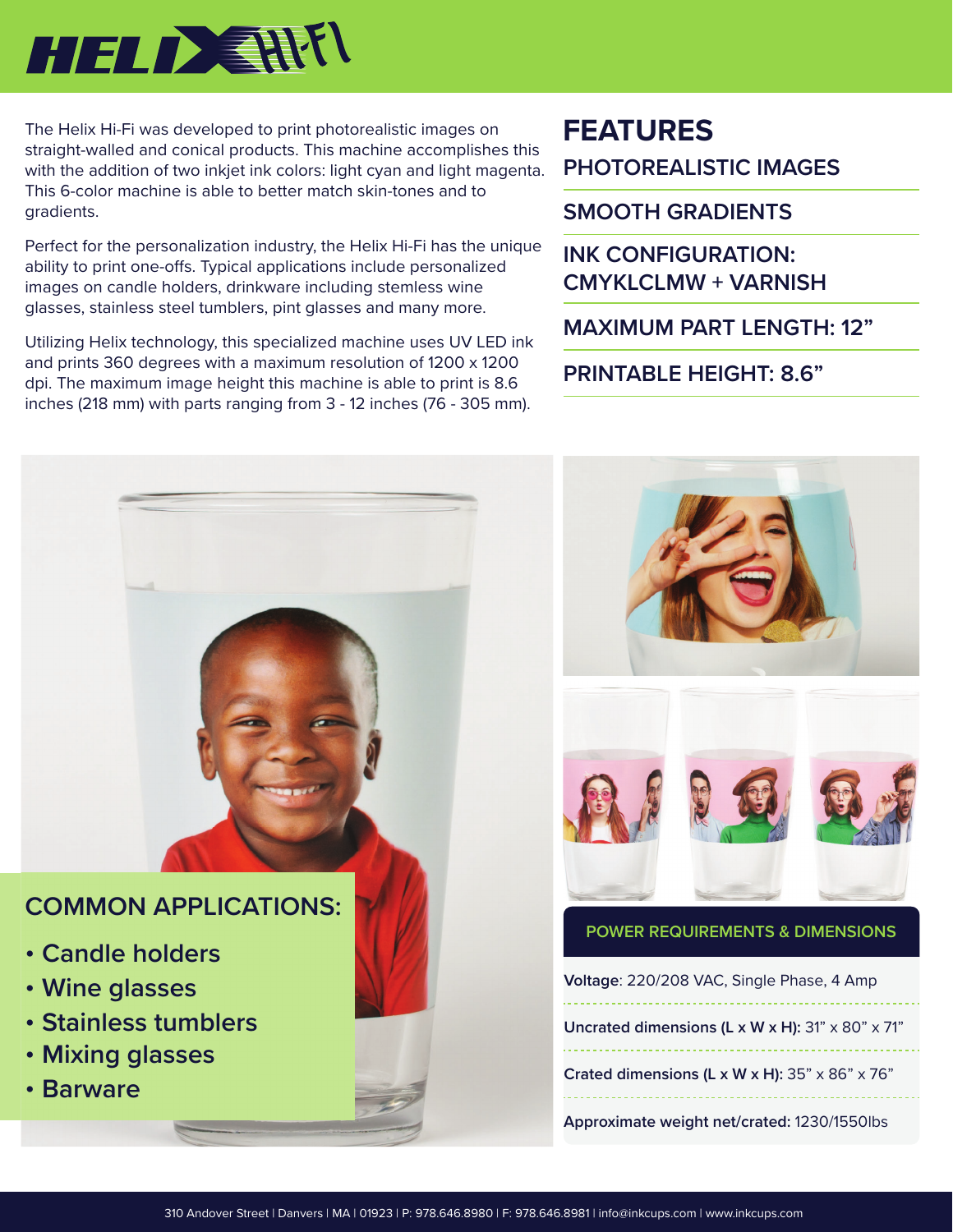# HELIX HI-FI

The Helix Hi-Fi was developed to print photorealistic images on straight-walled and conical products. This machine accomplishes this with the addition of two inkjet ink colors: light cyan and light magenta. This 6-color machine is able to better match skin-tones and to gradients.

Perfect for the personalization industry, the Helix Hi-Fi has the unique ability to print one-offs. Typical applications include personalized images on candle holders, drinkware including stemless wine glasses, stainless steel tumblers, pint glasses and many more.

Utilizing Helix technology, this specialized machine uses UV LED ink and prints 360 degrees with a maximum resolution of 1200 x 1200 dpi. The maximum image height this machine is able to print is 8.6 inches (218 mm) with parts ranging from 3 - 12 inches (76 - 305 mm).

## FEATURES

- PHOTOREALISTIC IMAGES
- SMOOTH GRADIENTS
- INK CONFIGURATION: CMYKLCLMW + VARNISH
- MAXIMUM PART LENGTH: 12”
- PRINTABLE HEIGHT: 8.6”

## COMMON APPLICATIONS:

- Candle holders
- Wine glasses
- Stainless tumblers
- Mixing glasses
- Barware

## POWER REQUIREMENTS & DIMENSIONS

**Voltage**: 220/208 VAC, Single Phase, 4 Amp

**Uncrated dimensions (L x W x H):** 31” x 80” x 71”

**Crated dimensions (L x W x H):** 35” x 86” x 76”

**Approximate weight net/crated:** 1230/1550lbs

310 Andover Street | Danvers | MA | 01923 | P: 978.646.8980 | F: 978.646.8981 | info@inkcups.com | www.inkcups.com